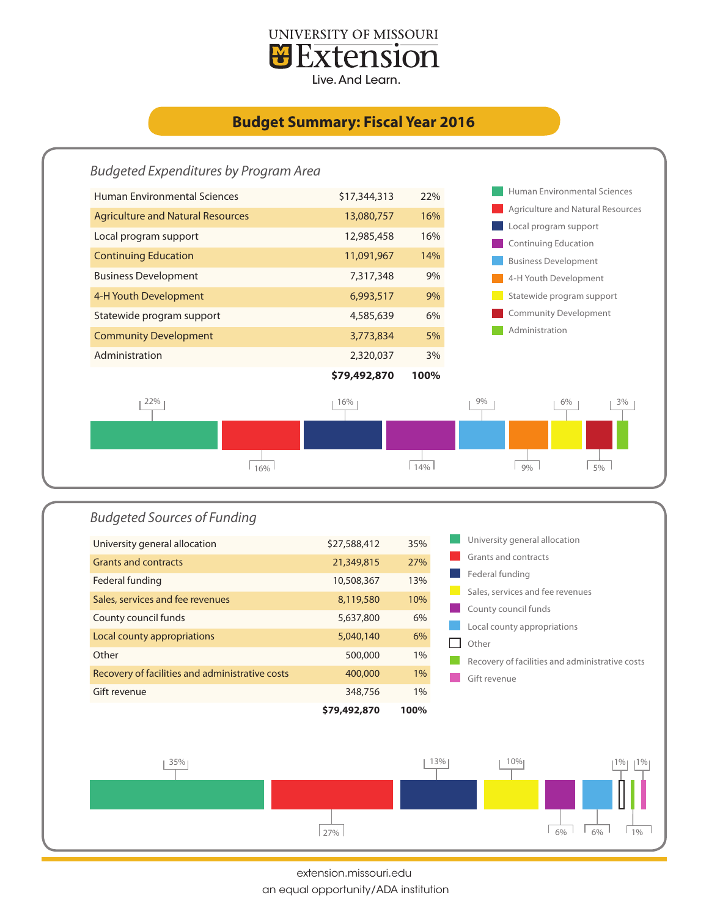UNIVERSITY OF MISSOURI

# Extension

Live. And Learn.

## Budget Summary: Fiscal Year 2016

### *Budgeted Expenditures by Program Area*

| Program Area | Amount | Percent |
|---|---|---|
| Human Environmental Sciences | $17,344,313 | 22% |
| Agriculture and Natural Resources | 13,080,757 | 16% |
| Local program support | 12,985,458 | 16% |
| Continuing Education | 11,091,967 | 14% |
| Business Development | 7,317,348 | 9% |
| 4-H Youth Development | 6,993,517 | 9% |
| Statewide program support | 4,585,639 | 6% |
| Community Development | 3,773,834 | 5% |
| Administration | 2,320,037 | 3% |
| | **$79,492,870** | **100%** |

### *Budgeted Sources of Funding*

| Source | Amount | Percent |
|---|---|---|
| University general allocation | $27,588,412 | 35% |
| Grants and contracts | 21,349,815 | 27% |
| Federal funding | 10,508,367 | 13% |
| Sales, services and fee revenues | 8,119,580 | 10% |
| County council funds | 5,637,800 | 6% |
| Local county appropriations | 5,040,140 | 6% |
| Other | 500,000 | 1% |
| Recovery of facilities and administrative costs | 400,000 | 1% |
| Gift revenue | 348,756 | 1% |
| | **$79,492,870** | **100%** |

extension.missouri.edu

an equal opportunity/ADA institution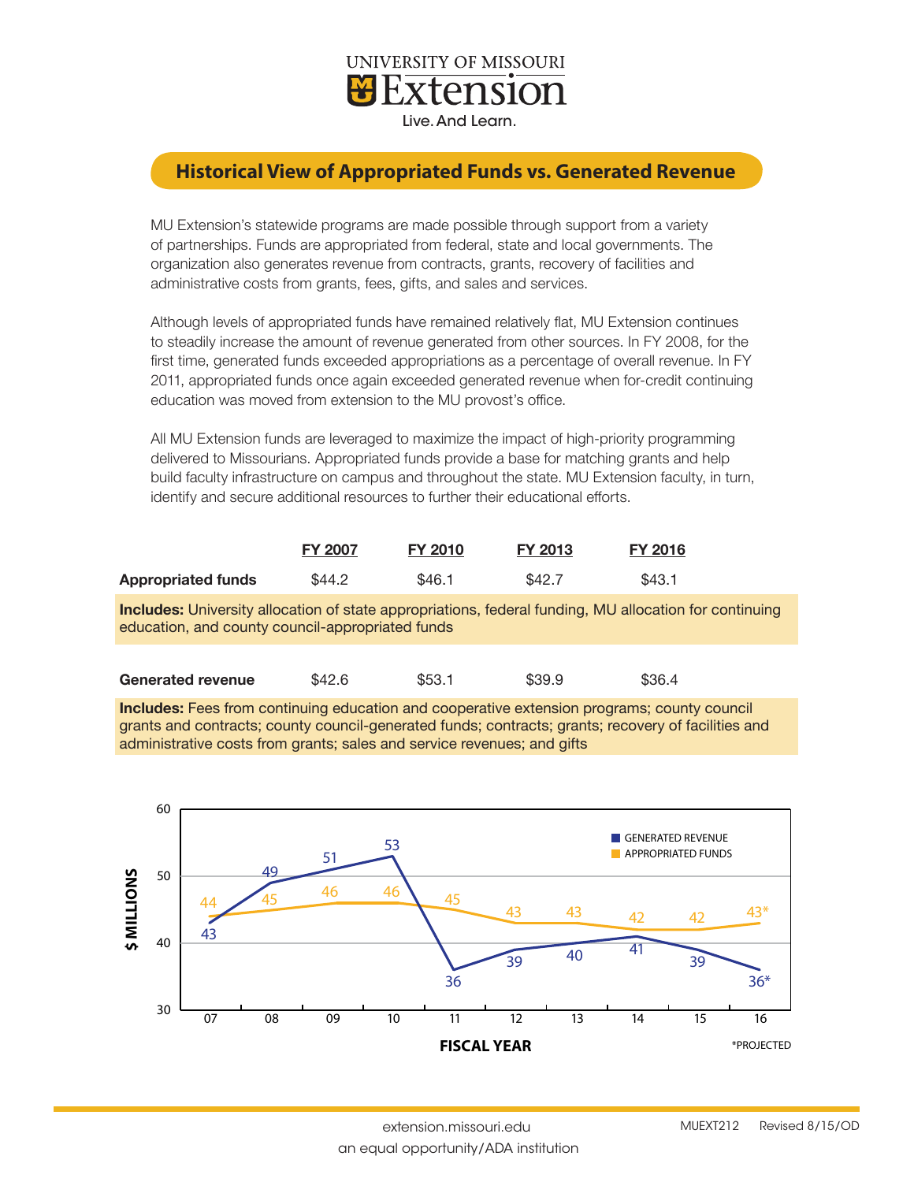UNIVERSITY OF MISSOURI

# Extension

Live. And Learn.

## Historical View of Appropriated Funds vs. Generated Revenue

MU Extension's statewide programs are made possible through support from a variety of partnerships. Funds are appropriated from federal, state and local governments. The organization also generates revenue from contracts, grants, recovery of facilities and administrative costs from grants, fees, gifts, and sales and services.

Although levels of appropriated funds have remained relatively flat, MU Extension continues to steadily increase the amount of revenue generated from other sources. In FY 2008, for the first time, generated funds exceeded appropriations as a percentage of overall revenue. In FY 2011, appropriated funds once again exceeded generated revenue when for-credit continuing education was moved from extension to the MU provost's office.

All MU Extension funds are leveraged to maximize the impact of high-priority programming delivered to Missourians. Appropriated funds provide a base for matching grants and help build faculty infrastructure on campus and throughout the state. MU Extension faculty, in turn, identify and secure additional resources to further their educational efforts.

| | FY 2007 | FY 2010 | FY 2013 | FY 2016 |
|---|---|---|---|---|
| **Appropriated funds** | $44.2 | $46.1 | $42.7 | $43.1 |
| **Includes:** University allocation of state appropriations, federal funding, MU allocation for continuing education, and county council-appropriated funds | | | | |
| **Generated revenue** | $42.6 | $53.1 | $39.9 | $36.4 |
| **Includes:** Fees from continuing education and cooperative extension programs; county council grants and contracts; county council-generated funds; contracts; grants; recovery of facilities and administrative costs from grants; sales and service revenues; and gifts | | | | |

GENERATED REVENUE
APPROPRIATED FUNDS

$ MILLIONS

60
50
40
30

Generated revenue: 43, 49, 51, 53, 36, 39, 40, 41, 39, 36*
Appropriated funds: 44, 45, 46, 46, 45, 43, 43, 42, 42, 43*

07 08 09 10 11 12 13 14 15 16

FISCAL YEAR

*PROJECTED

extension.missouri.edu
an equal opportunity/ADA institution

MUEXT212 Revised 8/15/OD